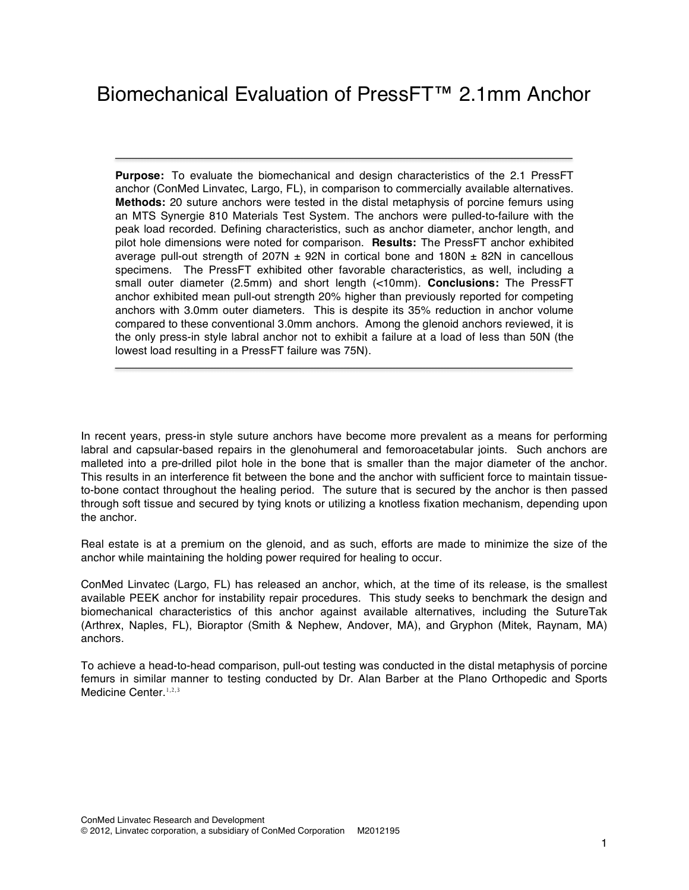# Biomechanical Evaluation of PressFT™ 2.1mm Anchor

---

**Purpose:** To evaluate the biomechanical and design characteristics of the 2.1 PressFT anchor (ConMed Linvatec, Largo, FL), in comparison to commercially available alternatives. **Methods:** 20 suture anchors were tested in the distal metaphysis of porcine femurs using an MTS Synergie 810 Materials Test System. The anchors were pulled-to-failure with the peak load recorded. Defining characteristics, such as anchor diameter, anchor length, and pilot hole dimensions were noted for comparison. **Results:** The PressFT anchor exhibited average pull-out strength of 207N ± 92N in cortical bone and 180N ± 82N in cancellous specimens. The PressFT exhibited other favorable characteristics, as well, including a small outer diameter (2.5mm) and short length (<10mm). **Conclusions:** The PressFT anchor exhibited mean pull-out strength 20% higher than previously reported for competing anchors with 3.0mm outer diameters. This is despite its 35% reduction in anchor volume compared to these conventional 3.0mm anchors. Among the glenoid anchors reviewed, it is the only press-in style labral anchor not to exhibit a failure at a load of less than 50N (the lowest load resulting in a PressFT failure was 75N).

---

In recent years, press-in style suture anchors have become more prevalent as a means for performing labral and capsular-based repairs in the glenohumeral and femoroacetabular joints. Such anchors are malleted into a pre-drilled pilot hole in the bone that is smaller than the major diameter of the anchor. This results in an interference fit between the bone and the anchor with sufficient force to maintain tissue-to-bone contact throughout the healing period. The suture that is secured by the anchor is then passed through soft tissue and secured by tying knots or utilizing a knotless fixation mechanism, depending upon the anchor.

Real estate is at a premium on the glenoid, and as such, efforts are made to minimize the size of the anchor while maintaining the holding power required for healing to occur.

ConMed Linvatec (Largo, FL) has released an anchor, which, at the time of its release, is the smallest available PEEK anchor for instability repair procedures. This study seeks to benchmark the design and biomechanical characteristics of this anchor against available alternatives, including the SutureTak (Arthrex, Naples, FL), Bioraptor (Smith & Nephew, Andover, MA), and Gryphon (Mitek, Raynam, MA) anchors.

To achieve a head-to-head comparison, pull-out testing was conducted in the distal metaphysis of porcine femurs in similar manner to testing conducted by Dr. Alan Barber at the Plano Orthopedic and Sports Medicine Center.[1,2,3]

ConMed Linvatec Research and Development
© 2012, Linvatec corporation, a subsidiary of ConMed Corporation M2012195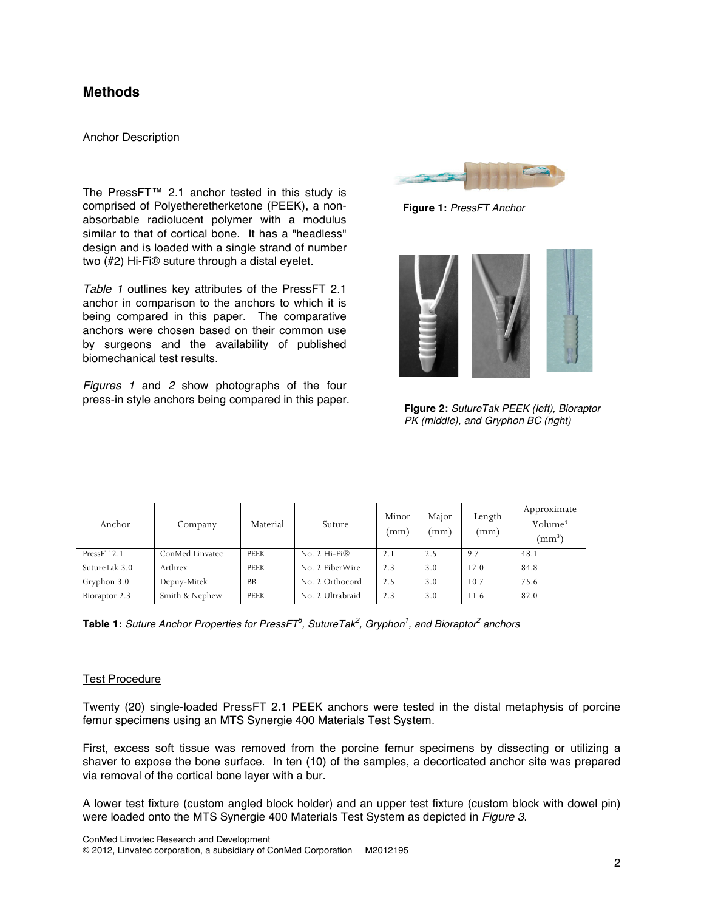## Methods

### Anchor Description

The PressFT™ 2.1 anchor tested in this study is comprised of Polyetheretherketone (PEEK), a non-absorbable radiolucent polymer with a modulus similar to that of cortical bone. It has a "headless" design and is loaded with a single strand of number two (#2) Hi-Fi® suture through a distal eyelet.

*Table 1* outlines key attributes of the PressFT 2.1 anchor in comparison to the anchors to which it is being compared in this paper. The comparative anchors were chosen based on their common use by surgeons and the availability of published biomechanical test results.

*Figures 1* and *2* show photographs of the four press-in style anchors being compared in this paper.

**Figure 1:** *PressFT Anchor*

**Figure 2:** *SutureTak PEEK (left), Bioraptor PK (middle), and Gryphon BC (right)*

| Anchor | Company | Material | Suture | Minor (mm) | Major (mm) | Length (mm) | Approximate Volume[4] ($mm^3$) |
|---|---|---|---|---|---|---|---|
| PressFT 2.1 | ConMed Linvatec | PEEK | No. 2 Hi-Fi® | 2.1 | 2.5 | 9.7 | 48.1 |
| SutureTak 3.0 | Arthrex | PEEK | No. 2 FiberWire | 2.3 | 3.0 | 12.0 | 84.8 |
| Gryphon 3.0 | Depuy-Mitek | BR | No. 2 Orthocord | 2.5 | 3.0 | 10.7 | 75.6 |
| Bioraptor 2.3 | Smith & Nephew | PEEK | No. 2 Ultrabraid | 2.3 | 3.0 | 11.6 | 82.0 |

**Table 1:** *Suture Anchor Properties for PressFT[5], SutureTak[2], Gryphon[1], and Bioraptor[2] anchors*

### Test Procedure

Twenty (20) single-loaded PressFT 2.1 PEEK anchors were tested in the distal metaphysis of porcine femur specimens using an MTS Synergie 400 Materials Test System.

First, excess soft tissue was removed from the porcine femur specimens by dissecting or utilizing a shaver to expose the bone surface. In ten (10) of the samples, a decorticated anchor site was prepared via removal of the cortical bone layer with a bur.

A lower test fixture (custom angled block holder) and an upper test fixture (custom block with dowel pin) were loaded onto the MTS Synergie 400 Materials Test System as depicted in *Figure 3*.

ConMed Linvatec Research and Development
© 2012, Linvatec corporation, a subsidiary of ConMed Corporation M2012195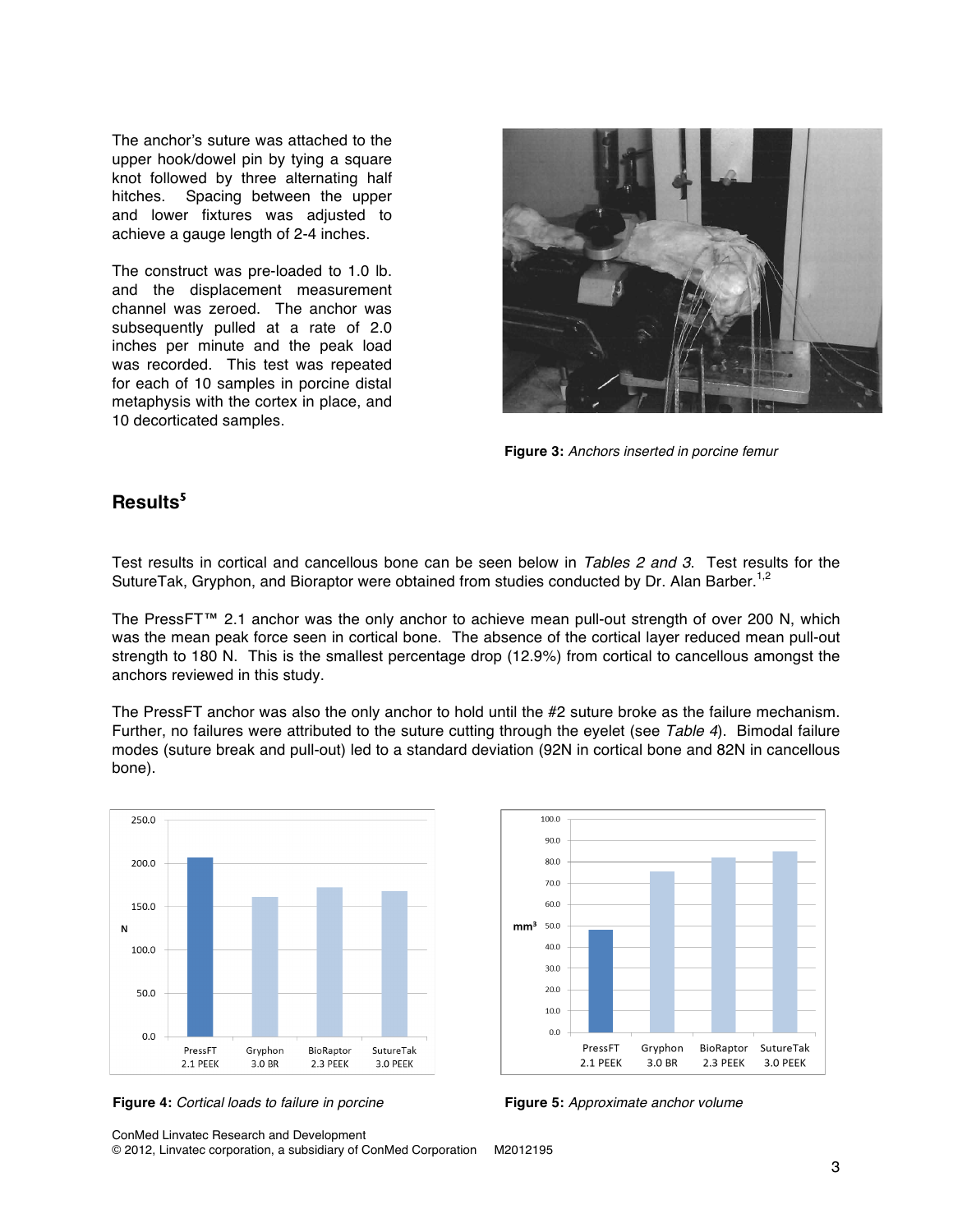The anchor's suture was attached to the upper hook/dowel pin by tying a square knot followed by three alternating half hitches. Spacing between the upper and lower fixtures was adjusted to achieve a gauge length of 2-4 inches.

The construct was pre-loaded to 1.0 lb. and the displacement measurement channel was zeroed. The anchor was subsequently pulled at a rate of 2.0 inches per minute and the peak load was recorded. This test was repeated for each of 10 samples in porcine distal metaphysis with the cortex in place, and 10 decorticated samples.

**Figure 3:** *Anchors inserted in porcine femur*

## Results[5]

Test results in cortical and cancellous bone can be seen below in *Tables 2 and 3*. Test results for the SutureTak, Gryphon, and Bioraptor were obtained from studies conducted by Dr. Alan Barber.[1,2]

The PressFT™ 2.1 anchor was the only anchor to achieve mean pull-out strength of over 200 N, which was the mean peak force seen in cortical bone. The absence of the cortical layer reduced mean pull-out strength to 180 N. This is the smallest percentage drop (12.9%) from cortical to cancellous amongst the anchors reviewed in this study.

The PressFT anchor was also the only anchor to hold until the #2 suture broke as the failure mechanism. Further, no failures were attributed to the suture cutting through the eyelet (see *Table 4*). Bimodal failure modes (suture break and pull-out) led to a standard deviation (92N in cortical bone and 82N in cancellous bone).

**Figure 4:** *Cortical loads to failure in porcine*

**Figure 5:** *Approximate anchor volume*

ConMed Linvatec Research and Development
© 2012, Linvatec corporation, a subsidiary of ConMed Corporation M2012195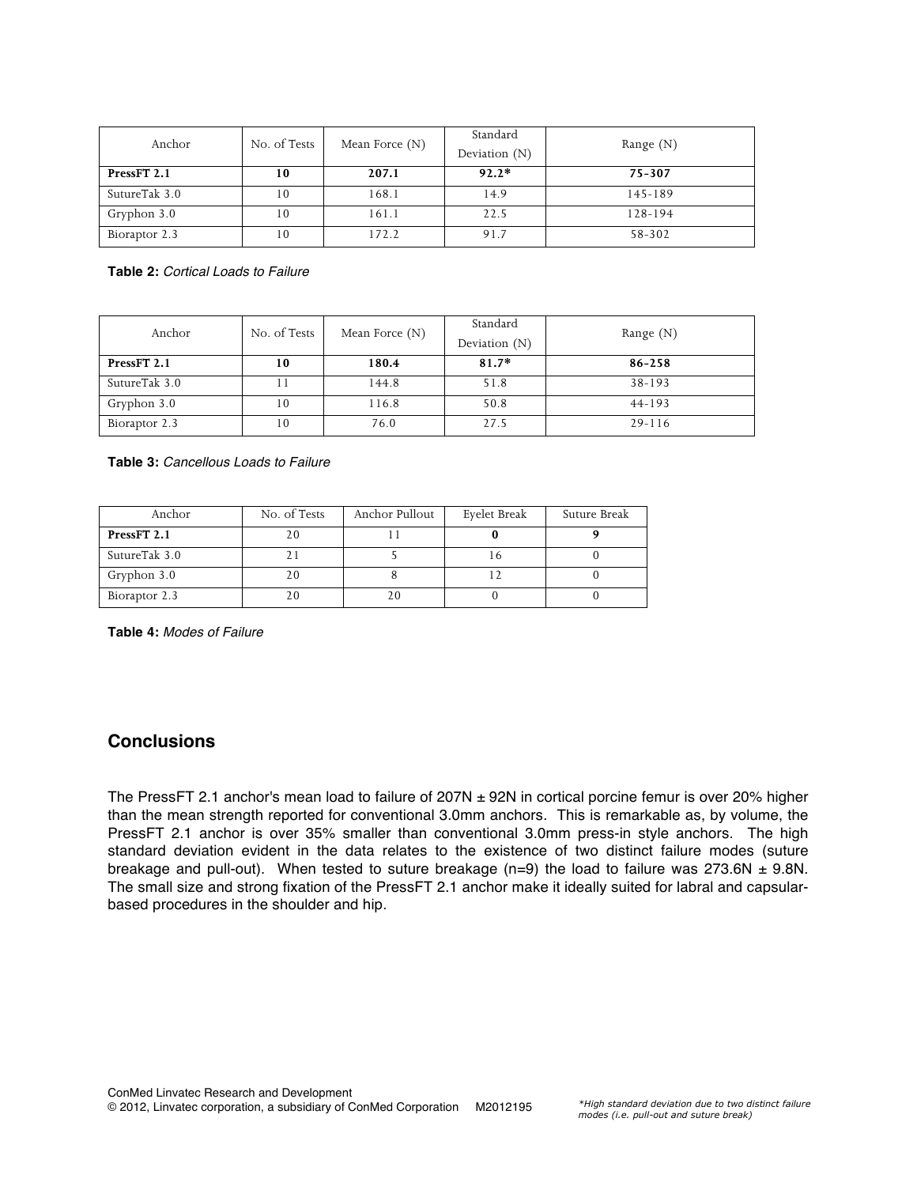| Anchor | No. of Tests | Mean Force (N) | Standard Deviation (N) | Range (N) |
| --- | --- | --- | --- | --- |
| **PressFT 2.1** | **10** | **207.1** | **92.2*** | **75-307** |
| SutureTak 3.0 | 10 | 168.1 | 14.9 | 145-189 |
| Gryphon 3.0 | 10 | 161.1 | 22.5 | 128-194 |
| Bioraptor 2.3 | 10 | 172.2 | 91.7 | 58-302 |

**Table 2:** *Cortical Loads to Failure*

| Anchor | No. of Tests | Mean Force (N) | Standard Deviation (N) | Range (N) |
| --- | --- | --- | --- | --- |
| **PressFT 2.1** | **10** | **180.4** | **81.7*** | **86-258** |
| SutureTak 3.0 | 11 | 144.8 | 51.8 | 38-193 |
| Gryphon 3.0 | 10 | 116.8 | 50.8 | 44-193 |
| Bioraptor 2.3 | 10 | 76.0 | 27.5 | 29-116 |

**Table 3:** *Cancellous Loads to Failure*

| Anchor | No. of Tests | Anchor Pullout | Eyelet Break | Suture Break |
| --- | --- | --- | --- | --- |
| **PressFT 2.1** | 20 | 11 | **0** | **9** |
| SutureTak 3.0 | 21 | 5 | 16 | 0 |
| Gryphon 3.0 | 20 | 8 | 12 | 0 |
| Bioraptor 2.3 | 20 | 20 | 0 | 0 |

**Table 4:** *Modes of Failure*

## Conclusions

The PressFT 2.1 anchor's mean load to failure of 207N ± 92N in cortical porcine femur is over 20% higher than the mean strength reported for conventional 3.0mm anchors. This is remarkable as, by volume, the PressFT 2.1 anchor is over 35% smaller than conventional 3.0mm press-in style anchors. The high standard deviation evident in the data relates to the existence of two distinct failure modes (suture breakage and pull-out). When tested to suture breakage (n=9) the load to failure was 273.6N ± 9.8N. The small size and strong fixation of the PressFT 2.1 anchor make it ideally suited for labral and capsular-based procedures in the shoulder and hip.

ConMed Linvatec Research and Development
© 2012, Linvatec corporation, a subsidiary of ConMed Corporation M2012195

*\*High standard deviation due to two distinct failure modes (i.e. pull-out and suture break)*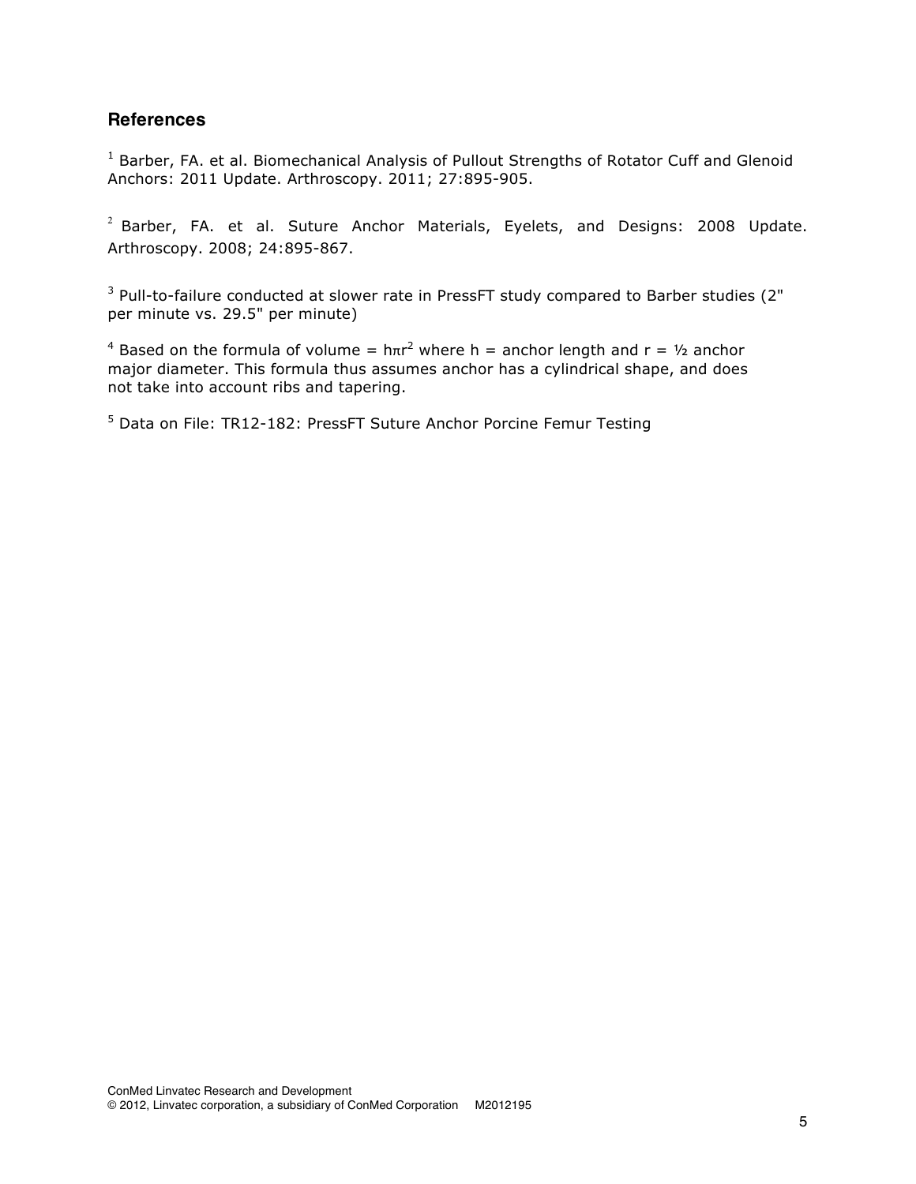## References

[1] Barber, FA. et al. Biomechanical Analysis of Pullout Strengths of Rotator Cuff and Glenoid Anchors: 2011 Update. Arthroscopy. 2011; 27:895-905.

[2] Barber, FA. et al. Suture Anchor Materials, Eyelets, and Designs: 2008 Update. Arthroscopy. 2008; 24:895-867.

[3] Pull-to-failure conducted at slower rate in PressFT study compared to Barber studies (2" per minute vs. 29.5" per minute)

[4] Based on the formula of volume = $h\pi r^2$ where h = anchor length and r = ½ anchor major diameter. This formula thus assumes anchor has a cylindrical shape, and does not take into account ribs and tapering.

[5] Data on File: TR12-182: PressFT Suture Anchor Porcine Femur Testing

ConMed Linvatec Research and Development
© 2012, Linvatec corporation, a subsidiary of ConMed Corporation M2012195